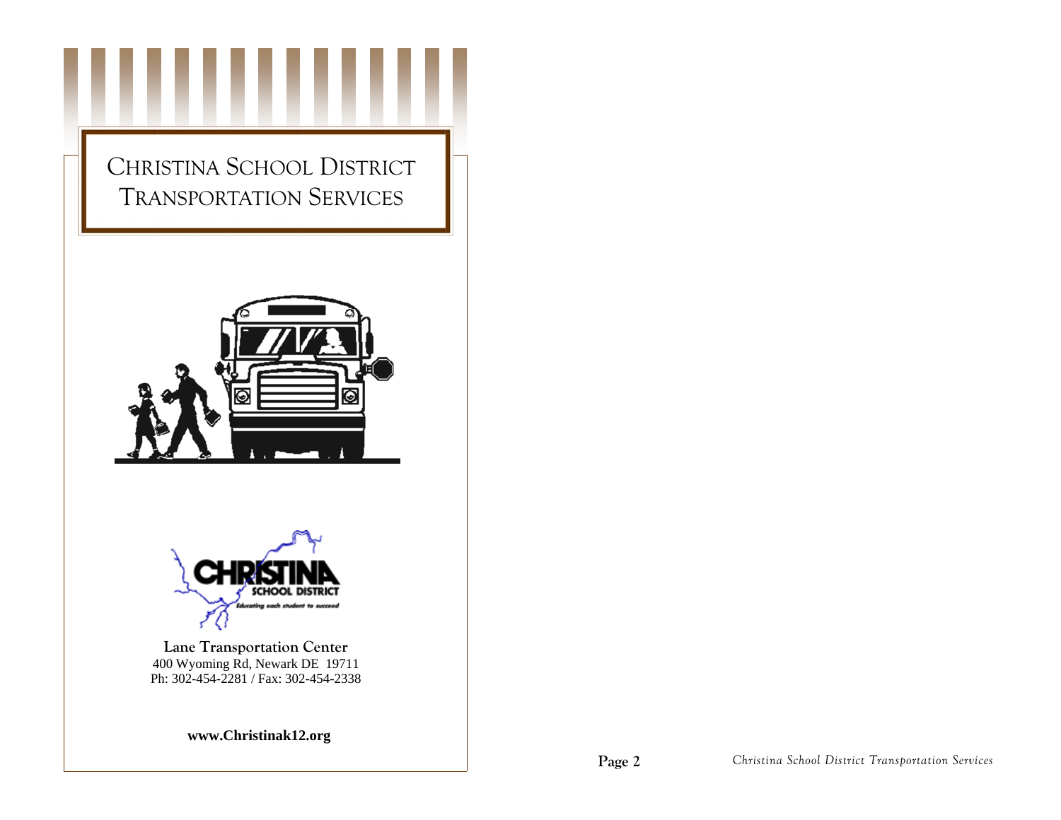# Christina School District Transportation Services

**Lane Transportation Center**
400 Wyoming Rd, Newark DE 19711
Ph: 302-454-2281 / Fax: 302-454-2338

**www.Christinak12.org**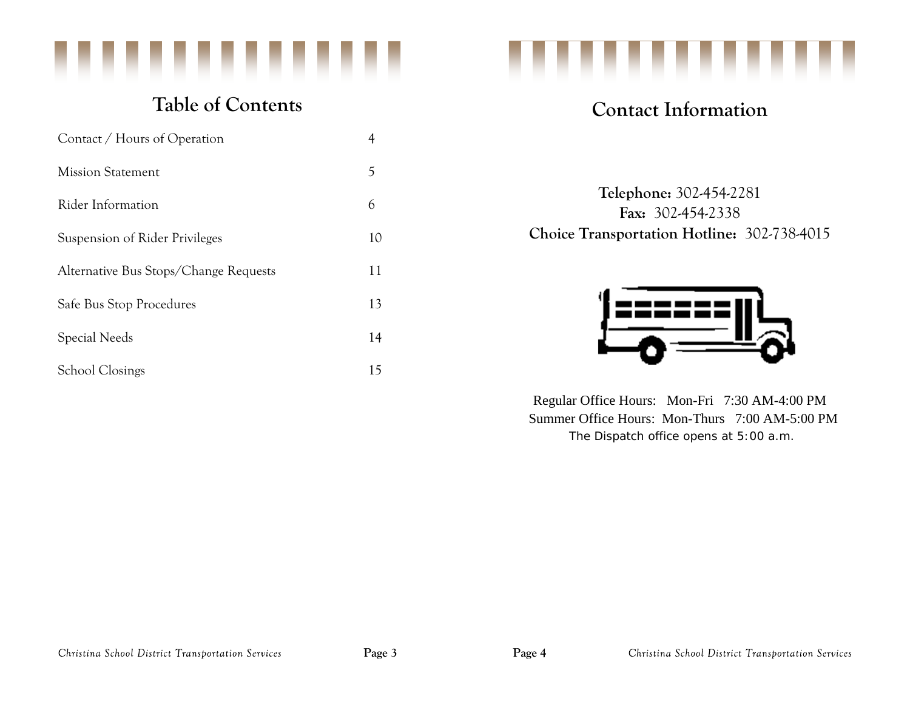# Table of Contents

| | |
|---|---|
| Contact / Hours of Operation | 4 |
| Mission Statement | 5 |
| Rider Information | 6 |
| Suspension of Rider Privileges | 10 |
| Alternative Bus Stops/Change Requests | 11 |
| Safe Bus Stop Procedures | 13 |
| Special Needs | 14 |
| School Closings | 15 |

# Contact Information

**Telephone:** 302-454-2281
**Fax:** 302-454-2338
**Choice Transportation Hotline:** 302-738-4015

Regular Office Hours: Mon-Fri 7:30 AM-4:00 PM
Summer Office Hours: Mon-Thurs 7:00 AM-5:00 PM
The Dispatch office opens at 5:00 a.m.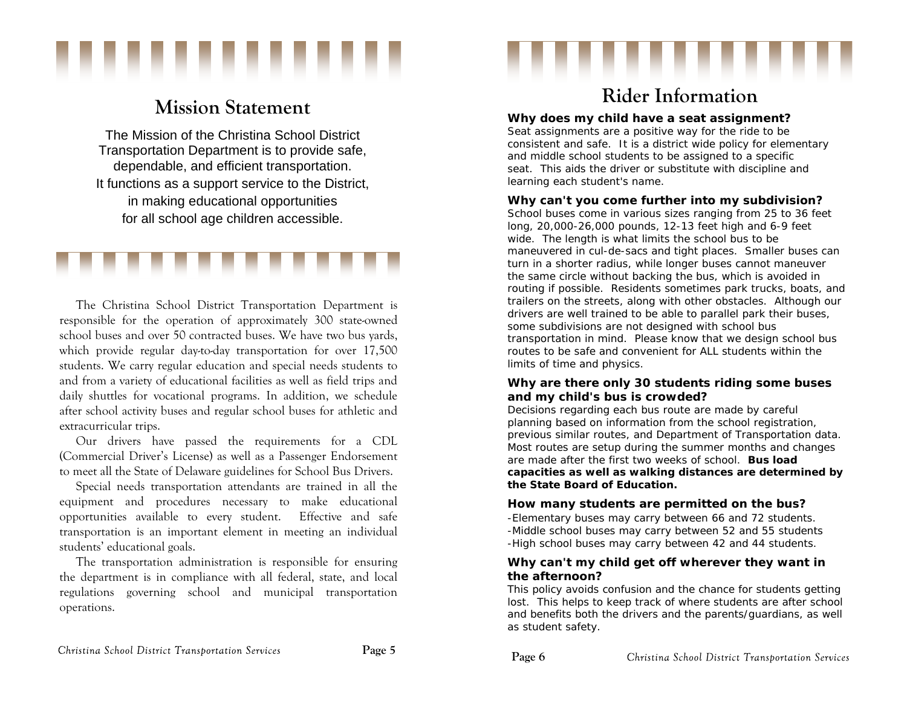## Mission Statement

The Mission of the Christina School District Transportation Department is to provide safe, dependable, and efficient transportation. It functions as a support service to the District, in making educational opportunities for all school age children accessible.

The Christina School District Transportation Department is responsible for the operation of approximately 300 state-owned school buses and over 50 contracted buses. We have two bus yards, which provide regular day-to-day transportation for over 17,500 students. We carry regular education and special needs students to and from a variety of educational facilities as well as field trips and daily shuttles for vocational programs. In addition, we schedule after school activity buses and regular school buses for athletic and extracurricular trips.

Our drivers have passed the requirements for a CDL (Commercial Driver's License) as well as a Passenger Endorsement to meet all the State of Delaware guidelines for School Bus Drivers.

Special needs transportation attendants are trained in all the equipment and procedures necessary to make educational opportunities available to every student. Effective and safe transportation is an important element in meeting an individual students' educational goals.

The transportation administration is responsible for ensuring the department is in compliance with all federal, state, and local regulations governing school and municipal transportation operations.

## Rider Information

**Why does my child have a seat assignment?**

Seat assignments are a positive way for the ride to be consistent and safe. It is a district wide policy for elementary and middle school students to be assigned to a specific seat. This aids the driver or substitute with discipline and learning each student's name.

**Why can't you come further into my subdivision?**

School buses come in various sizes ranging from 25 to 36 feet long, 20,000-26,000 pounds, 12-13 feet high and 6-9 feet wide. The length is what limits the school bus to be maneuvered in cul-de-sacs and tight places. Smaller buses can turn in a shorter radius, while longer buses cannot maneuver the same circle without backing the bus, which is avoided in routing if possible. Residents sometimes park trucks, boats, and trailers on the streets, along with other obstacles. Although our drivers are well trained to be able to parallel park their buses, some subdivisions are not designed with school bus transportation in mind. Please know that we design school bus routes to be safe and convenient for ALL students within the limits of time and physics.

**Why are there only 30 students riding some buses and my child's bus is crowded?**

Decisions regarding each bus route are made by careful planning based on information from the school registration, previous similar routes, and Department of Transportation data. Most routes are setup during the summer months and changes are made after the first two weeks of school. **Bus load capacities as well as walking distances are determined by the State Board of Education.**

**How many students are permitted on the bus?**

- Elementary buses may carry between 66 and 72 students.
- Middle school buses may carry between 52 and 55 students
- High school buses may carry between 42 and 44 students.

**Why can't my child get off wherever they want in the afternoon?**

This policy avoids confusion and the chance for students getting lost. This helps to keep track of where students are after school and benefits both the drivers and the parents/guardians, as well as student safety.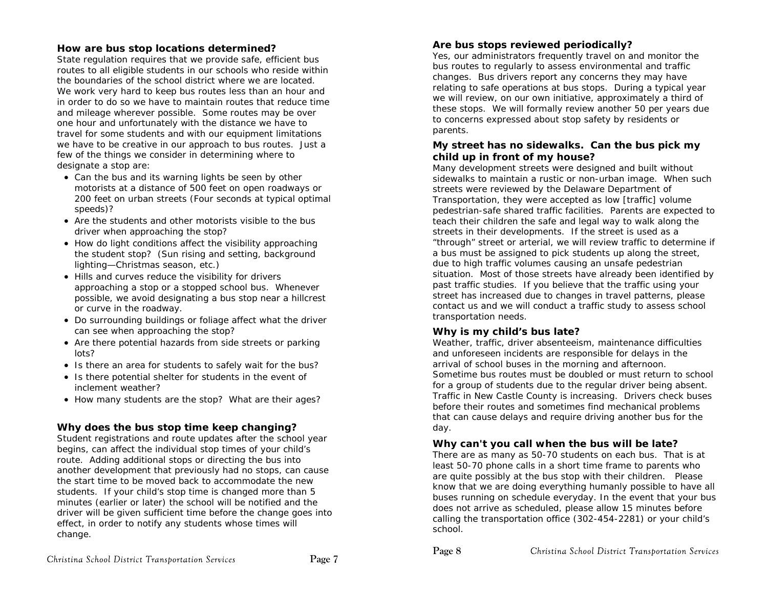### How are bus stop locations determined?

State regulation requires that we provide safe, efficient bus routes to all eligible students in our schools who reside within the boundaries of the school district where we are located. We work very hard to keep bus routes less than an hour and in order to do so we have to maintain routes that reduce time and mileage wherever possible. Some routes may be over one hour and unfortunately with the distance we have to travel for some students and with our equipment limitations we have to be creative in our approach to bus routes. Just a few of the things we consider in determining where to designate a stop are:

- Can the bus and its warning lights be seen by other motorists at a distance of 500 feet on open roadways or 200 feet on urban streets (Four seconds at typical optimal speeds)?
- Are the students and other motorists visible to the bus driver when approaching the stop?
- How do light conditions affect the visibility approaching the student stop? (Sun rising and setting, background lighting—Christmas season, etc.)
- Hills and curves reduce the visibility for drivers approaching a stop or a stopped school bus. Whenever possible, we avoid designating a bus stop near a hillcrest or curve in the roadway.
- Do surrounding buildings or foliage affect what the driver can see when approaching the stop?
- Are there potential hazards from side streets or parking lots?
- Is there an area for students to safely wait for the bus?
- Is there potential shelter for students in the event of inclement weather?
- How many students are the stop? What are their ages?

### Why does the bus stop time keep changing?

Student registrations and route updates after the school year begins, can affect the individual stop times of your child's route. Adding additional stops or directing the bus into another development that previously had no stops, can cause the start time to be moved back to accommodate the new students. If your child's stop time is changed more than 5 minutes (earlier or later) the school will be notified and the driver will be given sufficient time before the change goes into effect, in order to notify any students whose times will change.

### Are bus stops reviewed periodically?

Yes, our administrators frequently travel on and monitor the bus routes to regularly to assess environmental and traffic changes. Bus drivers report any concerns they may have relating to safe operations at bus stops. During a typical year we will review, on our own initiative, approximately a third of these stops. We will formally review another 50 per years due to concerns expressed about stop safety by residents or parents.

### My street has no sidewalks. Can the bus pick my child up in front of my house?

Many development streets were designed and built without sidewalks to maintain a rustic or non-urban image. When such streets were reviewed by the Delaware Department of Transportation, they were accepted as low [traffic] volume pedestrian-safe shared traffic facilities. Parents are expected to teach their children the safe and legal way to walk along the streets in their developments. If the street is used as a "through" street or arterial, we will review traffic to determine if a bus must be assigned to pick students up along the street, due to high traffic volumes causing an unsafe pedestrian situation. Most of those streets have already been identified by past traffic studies. If you believe that the traffic using your street has increased due to changes in travel patterns, please contact us and we will conduct a traffic study to assess school transportation needs.

### Why is my child's bus late?

Weather, traffic, driver absenteeism, maintenance difficulties and unforeseen incidents are responsible for delays in the arrival of school buses in the morning and afternoon. Sometime bus routes must be doubled or must return to school for a group of students due to the regular driver being absent. Traffic in New Castle County is increasing. Drivers check buses before their routes and sometimes find mechanical problems that can cause delays and require driving another bus for the day.

### Why can't you call when the bus will be late?

There are as many as 50-70 students on each bus. That is at least 50-70 phone calls in a short time frame to parents who are quite possibly at the bus stop with their children. Please know that we are doing everything humanly possible to have all buses running on schedule everyday. In the event that your bus does not arrive as scheduled, please allow 15 minutes before calling the transportation office (302-454-2281) or your child's school.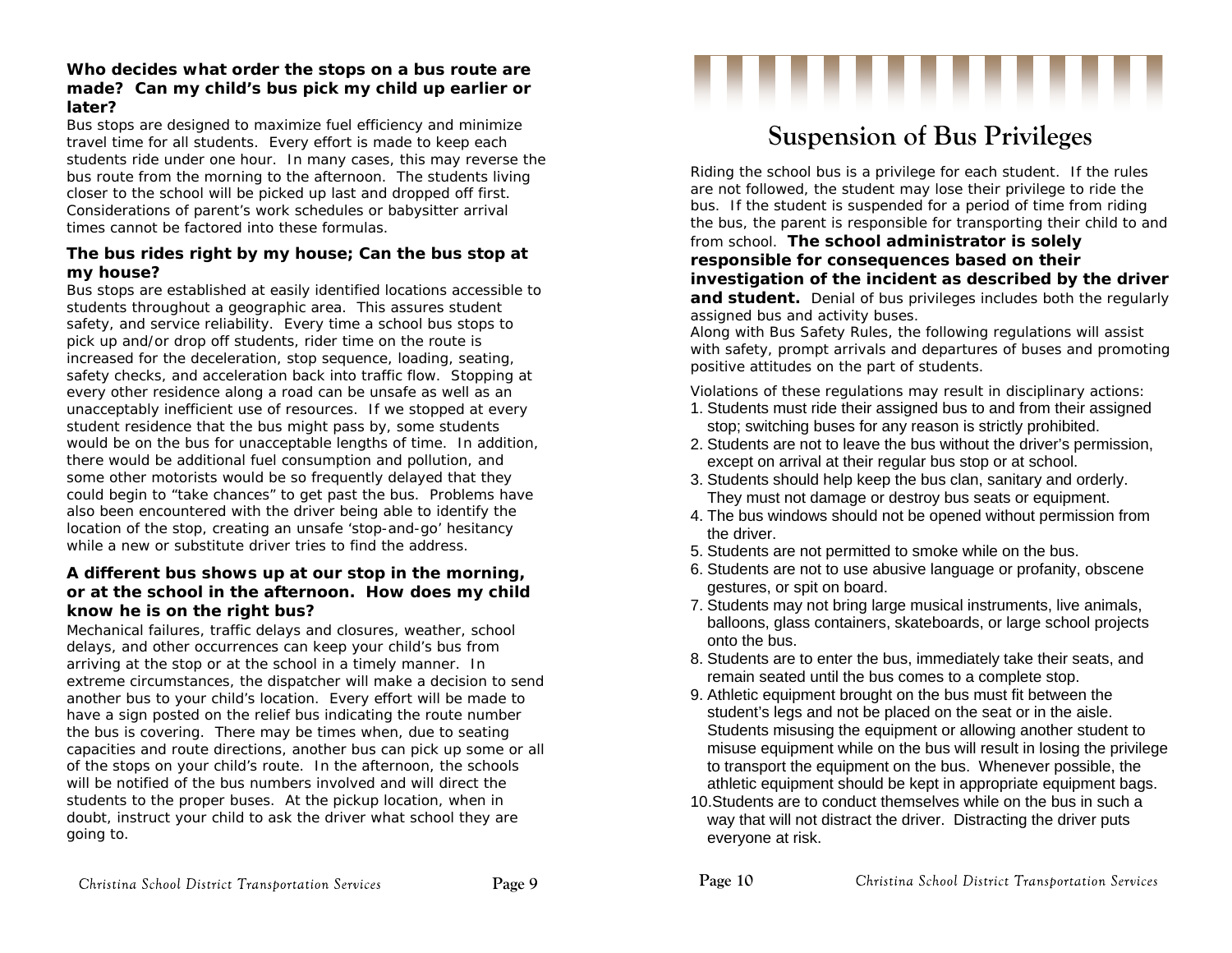### Who decides what order the stops on a bus route are made? Can my child's bus pick my child up earlier or later?

Bus stops are designed to maximize fuel efficiency and minimize travel time for all students. Every effort is made to keep each students ride under one hour. In many cases, this may reverse the bus route from the morning to the afternoon. The students living closer to the school will be picked up last and dropped off first. Considerations of parent's work schedules or babysitter arrival times cannot be factored into these formulas.

### The bus rides right by my house; Can the bus stop at my house?

Bus stops are established at easily identified locations accessible to students throughout a geographic area. This assures student safety, and service reliability. Every time a school bus stops to pick up and/or drop off students, rider time on the route is increased for the deceleration, stop sequence, loading, seating, safety checks, and acceleration back into traffic flow. Stopping at every other residence along a road can be unsafe as well as an unacceptably inefficient use of resources. If we stopped at every student residence that the bus might pass by, some students would be on the bus for unacceptable lengths of time. In addition, there would be additional fuel consumption and pollution, and some other motorists would be so frequently delayed that they could begin to "take chances" to get past the bus. Problems have also been encountered with the driver being able to identify the location of the stop, creating an unsafe 'stop-and-go' hesitancy while a new or substitute driver tries to find the address.

### A different bus shows up at our stop in the morning, or at the school in the afternoon. How does my child know he is on the right bus?

Mechanical failures, traffic delays and closures, weather, school delays, and other occurrences can keep your child's bus from arriving at the stop or at the school in a timely manner. In extreme circumstances, the dispatcher will make a decision to send another bus to your child's location. Every effort will be made to have a sign posted on the relief bus indicating the route number the bus is covering. There may be times when, due to seating capacities and route directions, another bus can pick up some or all of the stops on your child's route. In the afternoon, the schools will be notified of the bus numbers involved and will direct the students to the proper buses. At the pickup location, when in doubt, instruct your child to ask the driver what school they are going to.

# Suspension of Bus Privileges

Riding the school bus is a privilege for each student. If the rules are not followed, the student may lose their privilege to ride the bus. If the student is suspended for a period of time from riding the bus, the parent is responsible for transporting their child to and from school. **The school administrator is solely responsible for consequences based on their investigation of the incident as described by the driver and student.** Denial of bus privileges includes both the regularly assigned bus and activity buses.

Along with Bus Safety Rules, the following regulations will assist with safety, prompt arrivals and departures of buses and promoting positive attitudes on the part of students.

Violations of these regulations may result in disciplinary actions:

1. Students must ride their assigned bus to and from their assigned stop; switching buses for any reason is strictly prohibited.
2. Students are not to leave the bus without the driver's permission, except on arrival at their regular bus stop or at school.
3. Students should help keep the bus clan, sanitary and orderly. They must not damage or destroy bus seats or equipment.
4. The bus windows should not be opened without permission from the driver.
5. Students are not permitted to smoke while on the bus.
6. Students are not to use abusive language or profanity, obscene gestures, or spit on board.
7. Students may not bring large musical instruments, live animals, balloons, glass containers, skateboards, or large school projects onto the bus.
8. Students are to enter the bus, immediately take their seats, and remain seated until the bus comes to a complete stop.
9. Athletic equipment brought on the bus must fit between the student's legs and not be placed on the seat or in the aisle. Students misusing the equipment or allowing another student to misuse equipment while on the bus will result in losing the privilege to transport the equipment on the bus. Whenever possible, the athletic equipment should be kept in appropriate equipment bags.
10. Students are to conduct themselves while on the bus in such a way that will not distract the driver. Distracting the driver puts everyone at risk.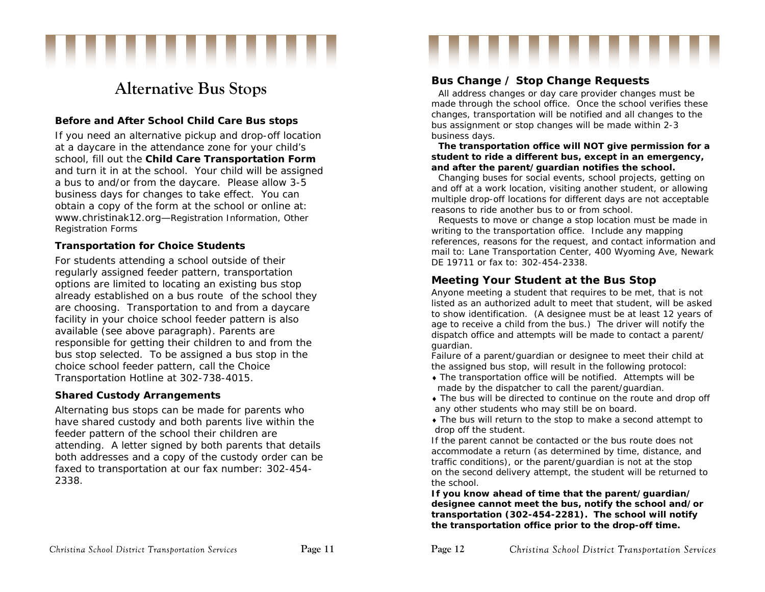# Alternative Bus Stops

### Before and After School Child Care Bus stops

If you need an alternative pickup and drop-off location at a daycare in the attendance zone for your child's school, fill out the **Child Care Transportation Form** and turn it in at the school. Your child will be assigned a bus to and/or from the daycare. Please allow 3-5 business days for changes to take effect. You can obtain a copy of the form at the school or online at: www.christinak12.org—Registration Information, Other Registration Forms

### Transportation for Choice Students

For students attending a school outside of their regularly assigned feeder pattern, transportation options are limited to locating an existing bus stop already established on a bus route of the school they are choosing. Transportation to and from a daycare facility in your choice school feeder pattern is also available (see above paragraph). Parents are responsible for getting their children to and from the bus stop selected. To be assigned a bus stop in the choice school feeder pattern, call the Choice Transportation Hotline at 302-738-4015.

### Shared Custody Arrangements

Alternating bus stops can be made for parents who have shared custody and both parents live within the feeder pattern of the school their children are attending. A letter signed by both parents that details both addresses and a copy of the custody order can be faxed to transportation at our fax number: 302-454-2338.

## Bus Change / Stop Change Requests

All address changes or day care provider changes must be made through the school office. Once the school verifies these changes, transportation will be notified and all changes to the bus assignment or stop changes will be made within 2-3 business days.

**The transportation office will NOT give permission for a student to ride a different bus, except in an emergency, and after the parent/guardian notifies the school.**

Changing buses for social events, school projects, getting on and off at a work location, visiting another student, or allowing multiple drop-off locations for different days are not acceptable reasons to ride another bus to or from school.

Requests to move or change a stop location must be made in writing to the transportation office. Include any mapping references, reasons for the request, and contact information and mail to: Lane Transportation Center, 400 Wyoming Ave, Newark DE 19711 or fax to: 302-454-2338.

## Meeting Your Student at the Bus Stop

Anyone meeting a student that requires to be met, that is not listed as an authorized adult to meet that student, will be asked to show identification. (A designee must be at least 12 years of age to receive a child from the bus.) The driver will notify the dispatch office and attempts will be made to contact a parent/guardian.

Failure of a parent/guardian or designee to meet their child at the assigned bus stop, will result in the following protocol:

- The transportation office will be notified. Attempts will be made by the dispatcher to call the parent/guardian.
- The bus will be directed to continue on the route and drop off any other students who may still be on board.
- The bus will return to the stop to make a second attempt to drop off the student.

If the parent cannot be contacted or the bus route does not accommodate a return (as determined by time, distance, and traffic conditions), or the parent/guardian is not at the stop on the second delivery attempt, the student will be returned to the school.

**If you know ahead of time that the parent/guardian/designee cannot meet the bus, notify the school and/or transportation (302-454-2281). The school will notify the transportation office prior to the drop-off time.**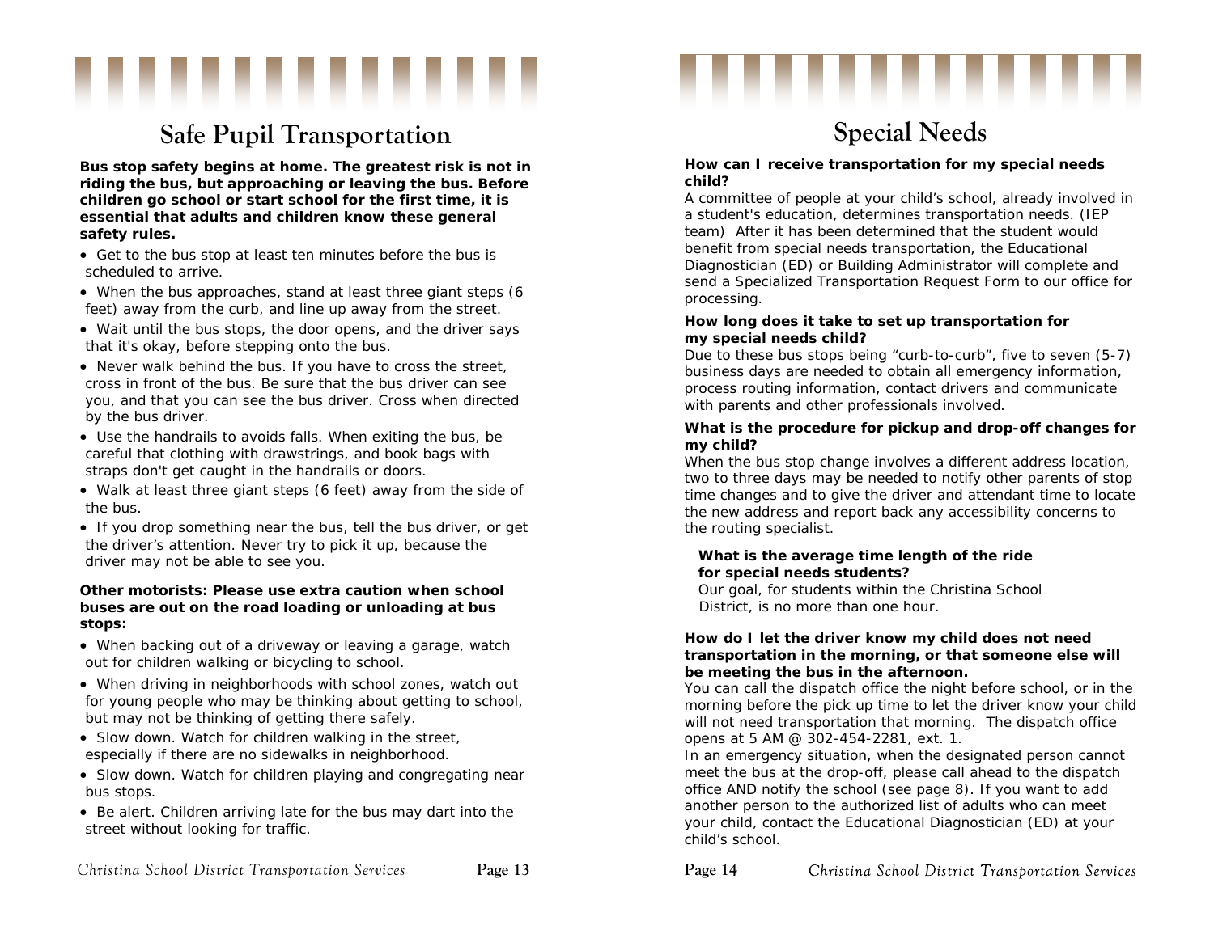# Safe Pupil Transportation

**Bus stop safety begins at home. The greatest risk is not in riding the bus, but approaching or leaving the bus. Before children go school or start school for the first time, it is essential that adults and children know these general safety rules.**

- Get to the bus stop at least ten minutes before the bus is scheduled to arrive.
- When the bus approaches, stand at least three giant steps (6 feet) away from the curb, and line up away from the street.
- Wait until the bus stops, the door opens, and the driver says that it's okay, before stepping onto the bus.
- Never walk behind the bus. If you have to cross the street, cross in front of the bus. Be sure that the bus driver can see you, and that you can see the bus driver. Cross when directed by the bus driver.
- Use the handrails to avoids falls. When exiting the bus, be careful that clothing with drawstrings, and book bags with straps don't get caught in the handrails or doors.
- Walk at least three giant steps (6 feet) away from the side of the bus.
- If you drop something near the bus, tell the bus driver, or get the driver's attention. Never try to pick it up, because the driver may not be able to see you.

**Other motorists: Please use extra caution when school buses are out on the road loading or unloading at bus stops:**

- When backing out of a driveway or leaving a garage, watch out for children walking or bicycling to school.
- When driving in neighborhoods with school zones, watch out for young people who may be thinking about getting to school, but may not be thinking of getting there safely.
- Slow down. Watch for children walking in the street, especially if there are no sidewalks in neighborhood.
- Slow down. Watch for children playing and congregating near bus stops.
- Be alert. Children arriving late for the bus may dart into the street without looking for traffic.

# Special Needs

**How can I receive transportation for my special needs child?**

A committee of people at your child's school, already involved in a student's education, determines transportation needs. (IEP team) After it has been determined that the student would benefit from special needs transportation, the Educational Diagnostician (ED) or Building Administrator will complete and send a Specialized Transportation Request Form to our office for processing.

**How long does it take to set up transportation for my special needs child?**

Due to these bus stops being "curb-to-curb", five to seven (5-7) business days are needed to obtain all emergency information, process routing information, contact drivers and communicate with parents and other professionals involved.

**What is the procedure for pickup and drop-off changes for my child?**

When the bus stop change involves a different address location, two to three days may be needed to notify other parents of stop time changes and to give the driver and attendant time to locate the new address and report back any accessibility concerns to the routing specialist.

**What is the average time length of the ride for special needs students?**

Our goal, for students within the Christina School District, is no more than one hour.

**How do I let the driver know my child does not need transportation in the morning, or that someone else will be meeting the bus in the afternoon.**

You can call the dispatch office the night before school, or in the morning before the pick up time to let the driver know your child will not need transportation that morning. The dispatch office opens at 5 AM @ 302-454-2281, ext. 1.

In an emergency situation, when the designated person cannot meet the bus at the drop-off, please call ahead to the dispatch office AND notify the school (see page 8). If you want to add another person to the authorized list of adults who can meet your child, contact the Educational Diagnostician (ED) at your child's school.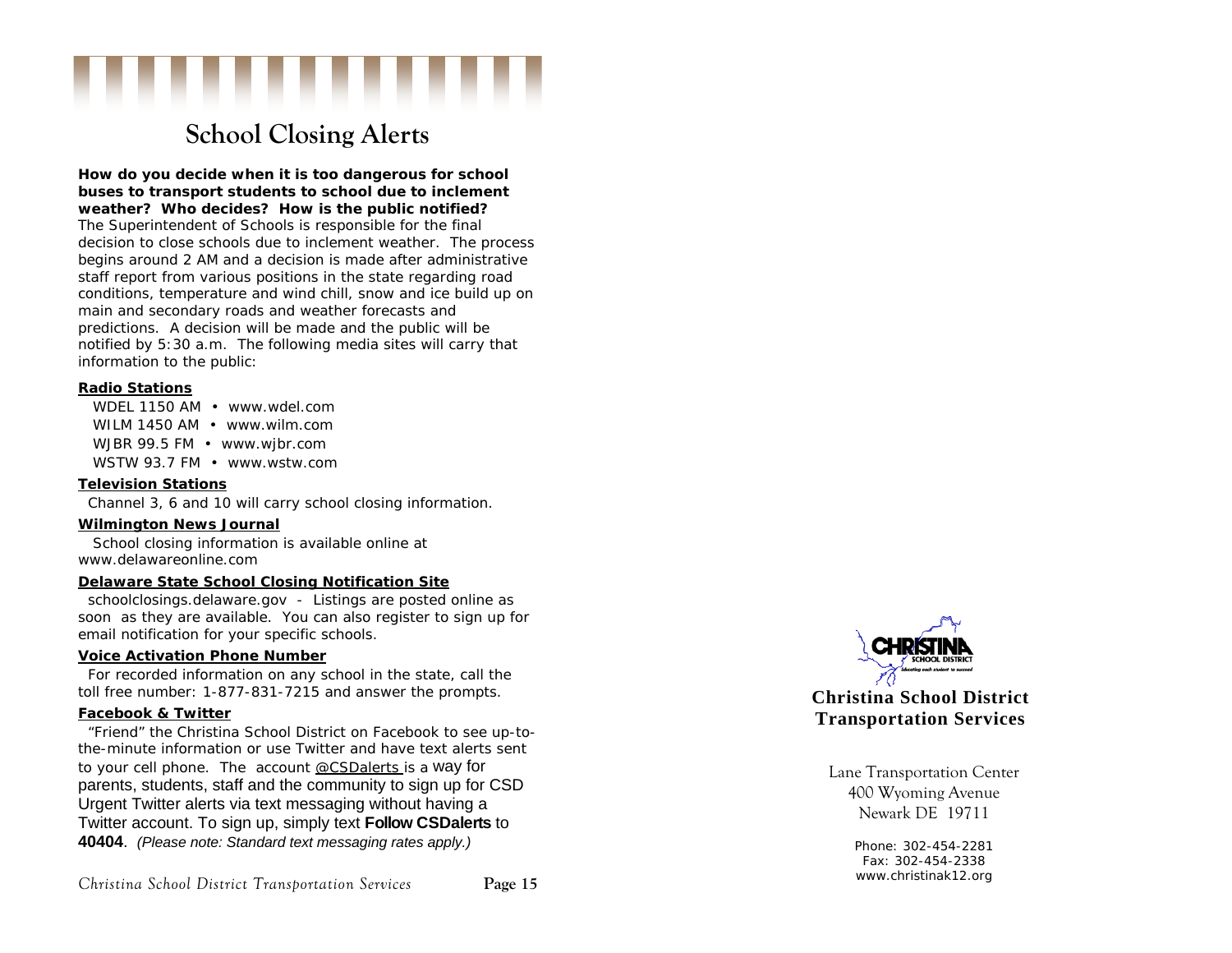# School Closing Alerts

**How do you decide when it is too dangerous for school buses to transport students to school due to inclement weather? Who decides? How is the public notified?**

The Superintendent of Schools is responsible for the final decision to close schools due to inclement weather. The process begins around 2 AM and a decision is made after administrative staff report from various positions in the state regarding road conditions, temperature and wind chill, snow and ice build up on main and secondary roads and weather forecasts and predictions. A decision will be made and the public will be notified by 5:30 a.m. The following media sites will carry that information to the public:

**Radio Stations**

WDEL 1150 AM • www.wdel.com
WILM 1450 AM • www.wilm.com
WJBR 99.5 FM • www.wjbr.com
WSTW 93.7 FM • www.wstw.com

**Television Stations**

Channel 3, 6 and 10 will carry school closing information.

**Wilmington News Journal**

School closing information is available online at www.delawareonline.com

**Delaware State School Closing Notification Site**

schoolclosings.delaware.gov - Listings are posted online as soon as they are available. You can also register to sign up for email notification for your specific schools.

**Voice Activation Phone Number**

For recorded information on any school in the state, call the toll free number: 1-877-831-7215 and answer the prompts.

**Facebook & Twitter**

"Friend" the Christina School District on Facebook to see up-to-the-minute information or use Twitter and have text alerts sent to your cell phone. The account @CSDalerts is a way for parents, students, staff and the community to sign up for CSD Urgent Twitter alerts via text messaging without having a Twitter account. To sign up, simply text **Follow CSDalerts** to **40404**. *(Please note: Standard text messaging rates apply.)*

CHRISTINA SCHOOL DISTRICT
*Educating each student to succeed*

**Christina School District Transportation Services**

Lane Transportation Center
400 Wyoming Avenue
Newark DE 19711

Phone: 302-454-2281
Fax: 302-454-2338
www.christinak12.org